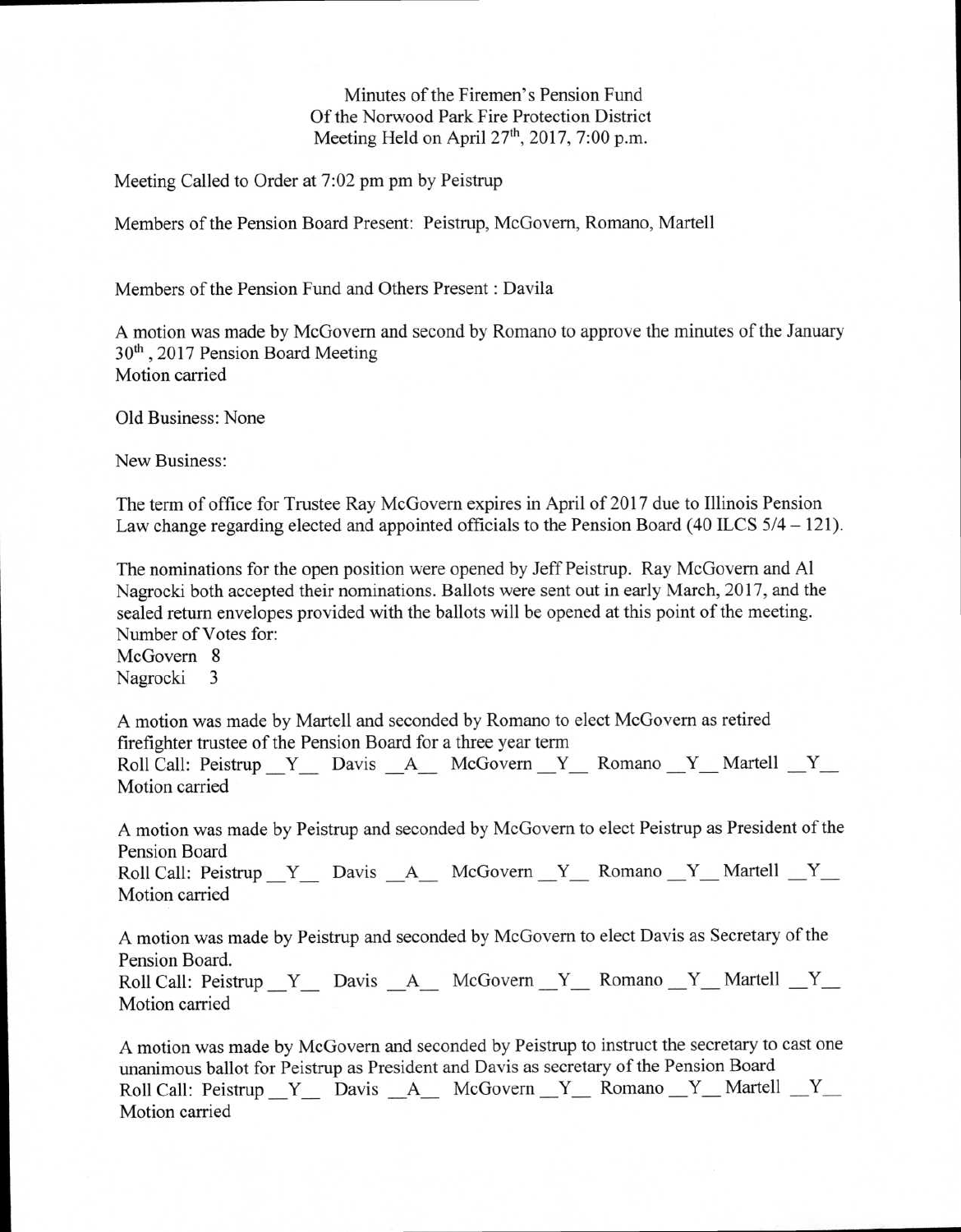Minutes of the Firemen's Pension Fund
Of the Norwood Park Fire Protection District
Meeting Held on April 27th, 2017, 7:00 p.m.

Meeting Called to Order at 7:02 pm pm by Peistrup

Members of the Pension Board Present: Peistrup, McGovern, Romano, Martell

Members of the Pension Fund and Others Present : Davila

A motion was made by McGovern and second by Romano to approve the minutes of the January 30th , 2017 Pension Board Meeting
Motion carried

Old Business: None

New Business:

The term of office for Trustee Ray McGovern expires in April of 2017 due to Illinois Pension Law change regarding elected and appointed officials to the Pension Board (40 ILCS 5/4 – 121).

The nominations for the open position were opened by Jeff Peistrup. Ray McGovern and Al Nagrocki both accepted their nominations. Ballots were sent out in early March, 2017, and the sealed return envelopes provided with the ballots will be opened at this point of the meeting.
Number of Votes for:
McGovern 8
Nagrocki 3

A motion was made by Martell and seconded by Romano to elect McGovern as retired firefighter trustee of the Pension Board for a three year term
Roll Call: Peistrup \_Y\_ Davis \_A\_ McGovern \_Y\_ Romano \_Y\_ Martell \_Y\_
Motion carried

A motion was made by Peistrup and seconded by McGovern to elect Peistrup as President of the Pension Board
Roll Call: Peistrup \_Y\_ Davis \_A\_ McGovern \_Y\_ Romano \_Y\_ Martell \_Y\_
Motion carried

A motion was made by Peistrup and seconded by McGovern to elect Davis as Secretary of the Pension Board.
Roll Call: Peistrup \_Y\_ Davis \_A\_ McGovern \_Y\_ Romano \_Y\_ Martell \_Y\_
Motion carried

A motion was made by McGovern and seconded by Peistrup to instruct the secretary to cast one unanimous ballot for Peistrup as President and Davis as secretary of the Pension Board
Roll Call: Peistrup \_Y\_ Davis \_A\_ McGovern \_Y\_ Romano \_Y\_ Martell \_Y\_
Motion carried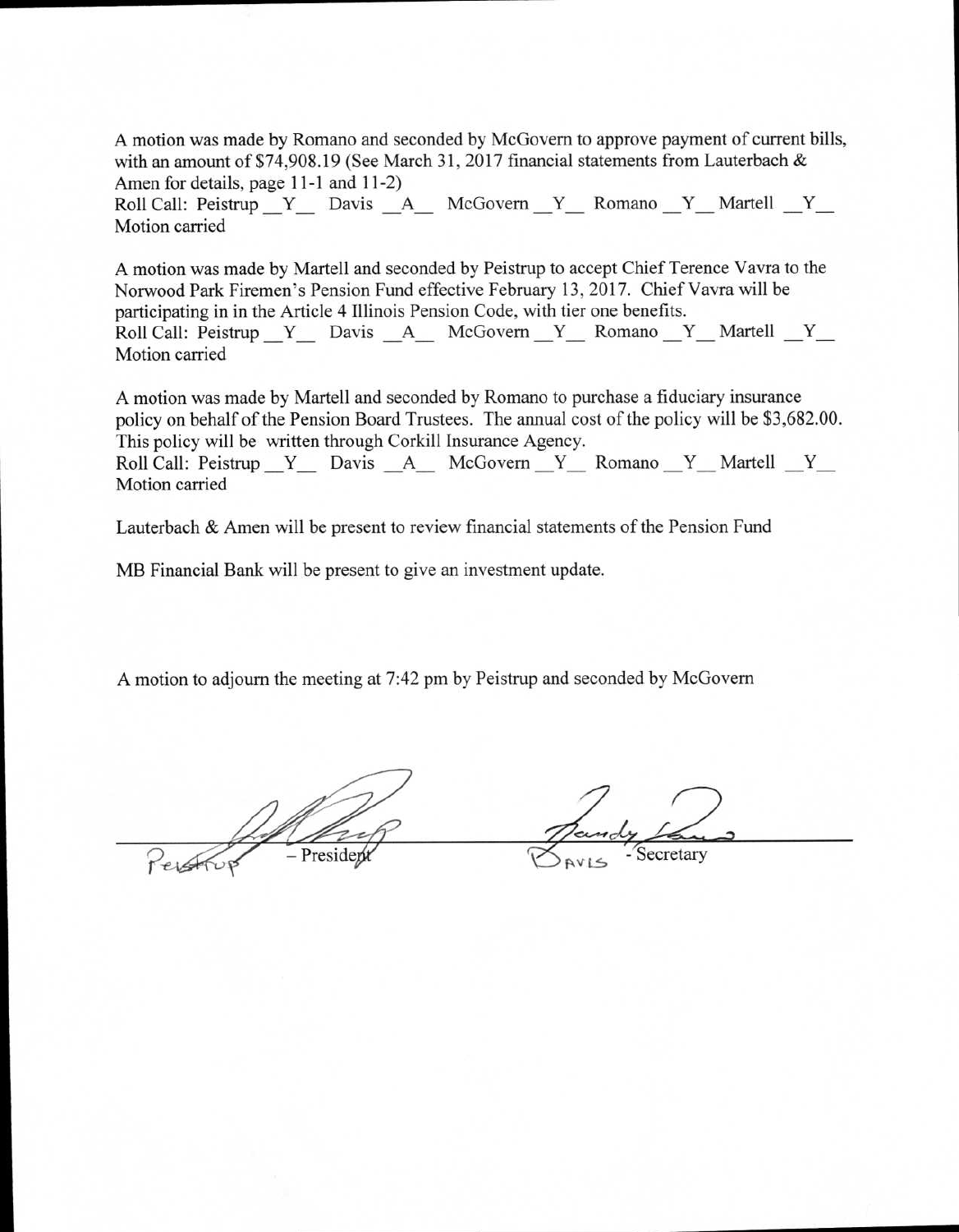A motion was made by Romano and seconded by McGovern to approve payment of current bills, with an amount of $74,908.19 (See March 31, 2017 financial statements from Lauterbach & Amen for details, page 11-1 and 11-2)
Roll Call: Peistrup __Y__ Davis __A__ McGovern __Y__ Romano __Y__ Martell __Y__
Motion carried

A motion was made by Martell and seconded by Peistrup to accept Chief Terence Vavra to the Norwood Park Firemen's Pension Fund effective February 13, 2017. Chief Vavra will be participating in in the Article 4 Illinois Pension Code, with tier one benefits.
Roll Call: Peistrup __Y__ Davis __A__ McGovern __Y__ Romano __Y__ Martell __Y__
Motion carried

A motion was made by Martell and seconded by Romano to purchase a fiduciary insurance policy on behalf of the Pension Board Trustees. The annual cost of the policy will be $3,682.00. This policy will be written through Corkill Insurance Agency.
Roll Call: Peistrup __Y__ Davis __A__ McGovern __Y__ Romano __Y__ Martell __Y__
Motion carried

Lauterbach & Amen will be present to review financial statements of the Pension Fund

MB Financial Bank will be present to give an investment update.

A motion to adjourn the meeting at 7:42 pm by Peistrup and seconded by McGovern

Peistrup – President

Davis - Secretary